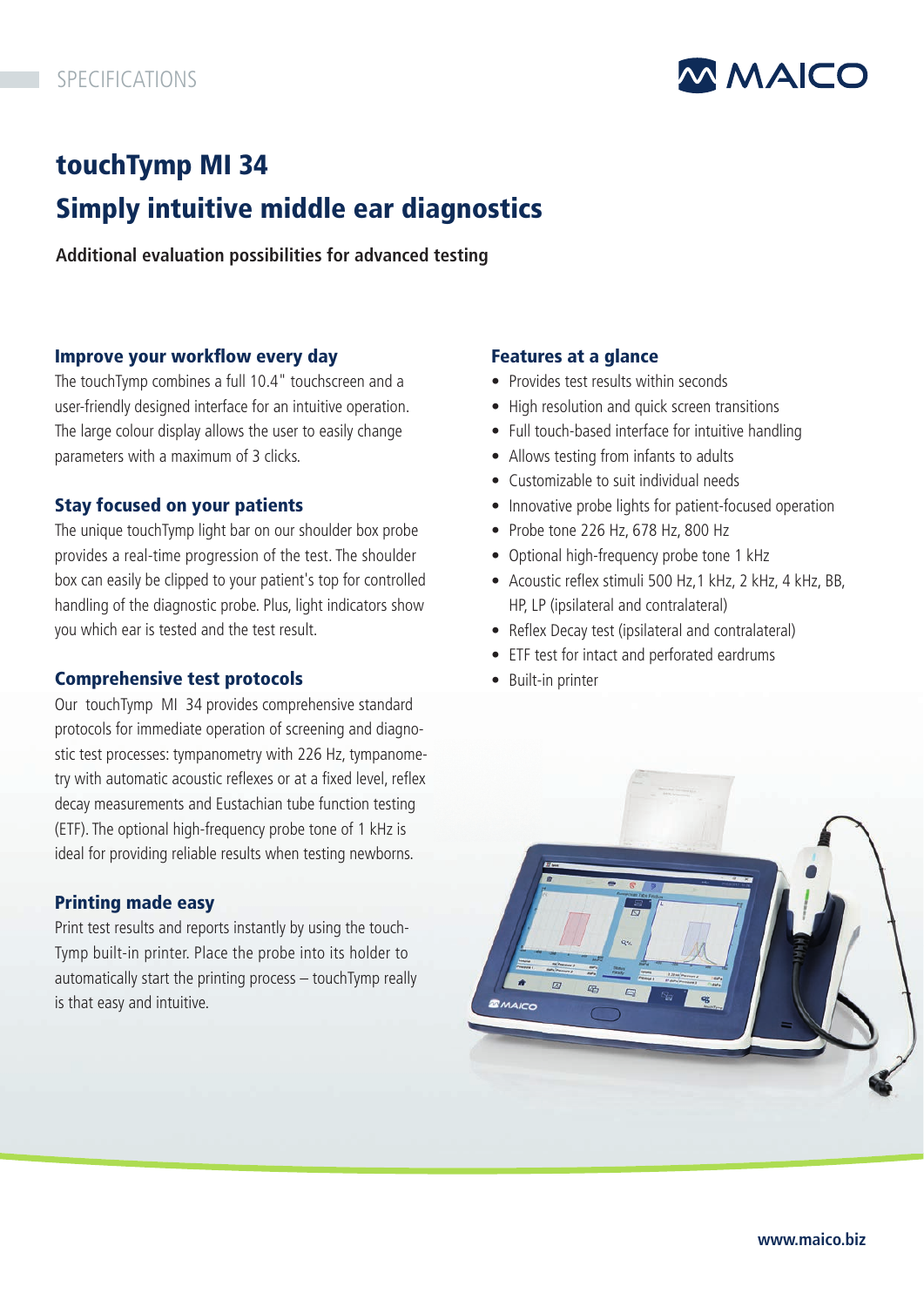SPECIFICATIONS

# touchTymp MI 34

# Simply intuitive middle ear diagnostics

**Additional evaluation possibilities for advanced testing**

### Improve your workflow every day

The touchTymp combines a full 10.4" touchscreen and a user-friendly designed interface for an intuitive operation. The large colour display allows the user to easily change parameters with a maximum of 3 clicks.

### Stay focused on your patients

The unique touchTymp light bar on our shoulder box probe provides a real-time progression of the test. The shoulder box can easily be clipped to your patient's top for controlled handling of the diagnostic probe. Plus, light indicators show you which ear is tested and the test result.

### Comprehensive test protocols

Our touchTymp MI 34 provides comprehensive standard protocols for immediate operation of screening and diagnostic test processes: tympanometry with 226 Hz, tympanometry with automatic acoustic reflexes or at a fixed level, reflex decay measurements and Eustachian tube function testing (ETF). The optional high-frequency probe tone of 1 kHz is ideal for providing reliable results when testing newborns.

### Printing made easy

Print test results and reports instantly by using the touchTymp built-in printer. Place the probe into its holder to automatically start the printing process – touchTymp really is that easy and intuitive.

### Features at a glance

- Provides test results within seconds
- High resolution and quick screen transitions
- Full touch-based interface for intuitive handling
- Allows testing from infants to adults
- Customizable to suit individual needs
- Innovative probe lights for patient-focused operation
- Probe tone 226 Hz, 678 Hz, 800 Hz
- Optional high-frequency probe tone 1 kHz
- Acoustic reflex stimuli 500 Hz,1 kHz, 2 kHz, 4 kHz, BB, HP, LP (ipsilateral and contralateral)
- Reflex Decay test (ipsilateral and contralateral)
- ETF test for intact and perforated eardrums
- Built-in printer

www.maico.biz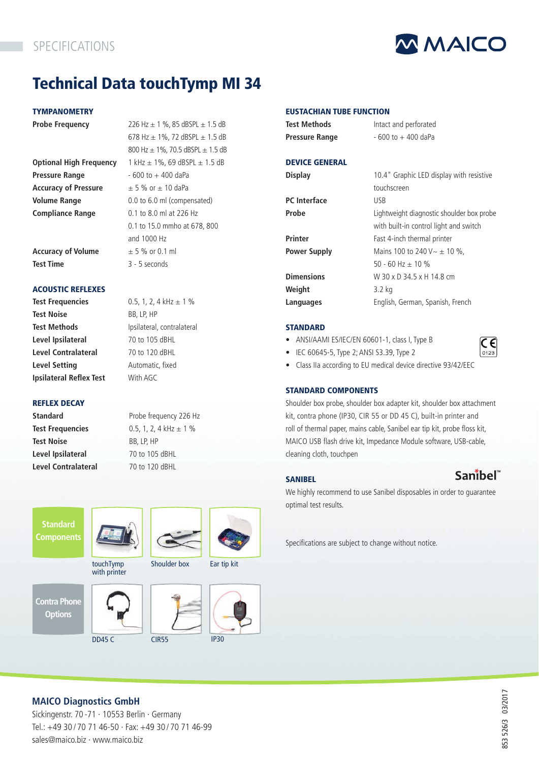SPECIFICATIONS

MAICO

# Technical Data touchTymp MI 34

## TYMPANOMETRY

| | |
|---|---|
| **Probe Frequency** | 226 Hz ± 1 %, 85 dBSPL ± 1.5 dB<br>678 Hz ± 1%, 72 dBSPL ± 1.5 dB<br>800 Hz ± 1%, 70.5 dBSPL ± 1.5 dB |
| **Optional High Frequency** | 1 kHz ± 1%, 69 dBSPL ± 1.5 dB |
| **Pressure Range** | - 600 to + 400 daPa |
| **Accuracy of Pressure** | ± 5 % or ± 10 daPa |
| **Volume Range** | 0.0 to 6.0 ml (compensated) |
| **Compliance Range** | 0.1 to 8.0 ml at 226 Hz<br>0.1 to 15.0 mmho at 678, 800 and 1000 Hz |
| **Accuracy of Volume** | ± 5 % or 0.1 ml |
| **Test Time** | 3 - 5 seconds |

## ACOUSTIC REFLEXES

| | |
|---|---|
| **Test Frequencies** | 0.5, 1, 2, 4 kHz ± 1 % |
| **Test Noise** | BB, LP, HP |
| **Test Methods** | Ipsilateral, contralateral |
| **Level Ipsilateral** | 70 to 105 dBHL |
| **Level Contralateral** | 70 to 120 dBHL |
| **Level Setting** | Automatic, fixed |
| **Ipsilateral Reflex Test** | With AGC |

## REFLEX DECAY

| | |
|---|---|
| **Standard** | Probe frequency 226 Hz |
| **Test Frequencies** | 0.5, 1, 2, 4 kHz ± 1 % |
| **Test Noise** | BB, LP, HP |
| **Level Ipsilateral** | 70 to 105 dBHL |
| **Level Contralateral** | 70 to 120 dBHL |

**Standard Components**

touchTymp with printer

Shoulder box

Ear tip kit

**Contra Phone Options**

DD45 C

CIR55

IP30

## EUSTACHIAN TUBE FUNCTION

| | |
|---|---|
| **Test Methods** | Intact and perforated |
| **Pressure Range** | - 600 to + 400 daPa |

## DEVICE GENERAL

| | |
|---|---|
| **Display** | 10.4" Graphic LED display with resistive touchscreen |
| **PC Interface** | USB |
| **Probe** | Lightweight diagnostic shoulder box probe with built-in control light and switch |
| **Printer** | Fast 4-inch thermal printer |
| **Power Supply** | Mains 100 to 240 V~ ± 10 %,<br>50 - 60 Hz ± 10 % |
| **Dimensions** | W 30 x D 34.5 x H 14.8 cm |
| **Weight** | 3.2 kg |
| **Languages** | English, German, Spanish, French |

## STANDARD

- ANSI/AAMI ES/IEC/EN 60601-1, class I, Type B
- IEC 60645-5, Type 2; ANSI S3.39, Type 2
- Class IIa according to EU medical device directive 93/42/EEC

CE 0123

## STANDARD COMPONENTS

Shoulder box probe, shoulder box adapter kit, shoulder box attachment kit, contra phone (IP30, CIR 55 or DD 45 C), built-in printer and roll of thermal paper, mains cable, Sanibel ear tip kit, probe floss kit, MAICO USB flash drive kit, Impedance Module software, USB-cable, cleaning cloth, touchpen

## SANIBEL

Sanibel™

We highly recommend to use Sanibel disposables in order to guarantee optimal test results.

Specifications are subject to change without notice.

**MAICO Diagnostics GmbH**
Sickingenstr. 70 -71 · 10553 Berlin · Germany
Tel.: +49 30 / 70 71 46-50 · Fax: +49 30 / 70 71 46-99
sales@maico.biz · www.maico.biz

853 526/3 03/2017